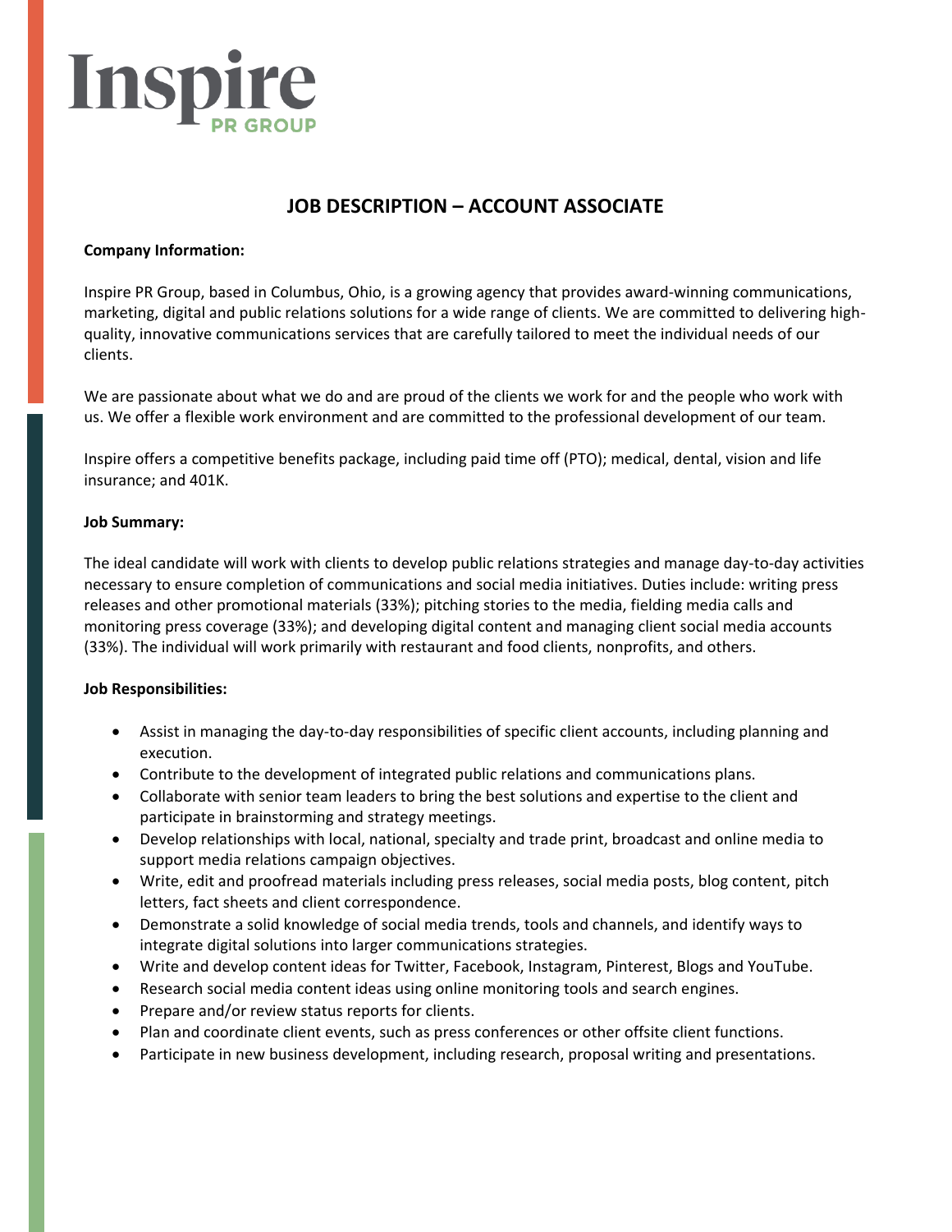Inspire
PR GROUP

# JOB DESCRIPTION – ACCOUNT ASSOCIATE

**Company Information:**

Inspire PR Group, based in Columbus, Ohio, is a growing agency that provides award-winning communications, marketing, digital and public relations solutions for a wide range of clients. We are committed to delivering high-quality, innovative communications services that are carefully tailored to meet the individual needs of our clients.

We are passionate about what we do and are proud of the clients we work for and the people who work with us. We offer a flexible work environment and are committed to the professional development of our team.

Inspire offers a competitive benefits package, including paid time off (PTO); medical, dental, vision and life insurance; and 401K.

**Job Summary:**

The ideal candidate will work with clients to develop public relations strategies and manage day-to-day activities necessary to ensure completion of communications and social media initiatives. Duties include: writing press releases and other promotional materials (33%); pitching stories to the media, fielding media calls and monitoring press coverage (33%); and developing digital content and managing client social media accounts (33%). The individual will work primarily with restaurant and food clients, nonprofits, and others.

**Job Responsibilities:**

- Assist in managing the day-to-day responsibilities of specific client accounts, including planning and execution.
- Contribute to the development of integrated public relations and communications plans.
- Collaborate with senior team leaders to bring the best solutions and expertise to the client and participate in brainstorming and strategy meetings.
- Develop relationships with local, national, specialty and trade print, broadcast and online media to support media relations campaign objectives.
- Write, edit and proofread materials including press releases, social media posts, blog content, pitch letters, fact sheets and client correspondence.
- Demonstrate a solid knowledge of social media trends, tools and channels, and identify ways to integrate digital solutions into larger communications strategies.
- Write and develop content ideas for Twitter, Facebook, Instagram, Pinterest, Blogs and YouTube.
- Research social media content ideas using online monitoring tools and search engines.
- Prepare and/or review status reports for clients.
- Plan and coordinate client events, such as press conferences or other offsite client functions.
- Participate in new business development, including research, proposal writing and presentations.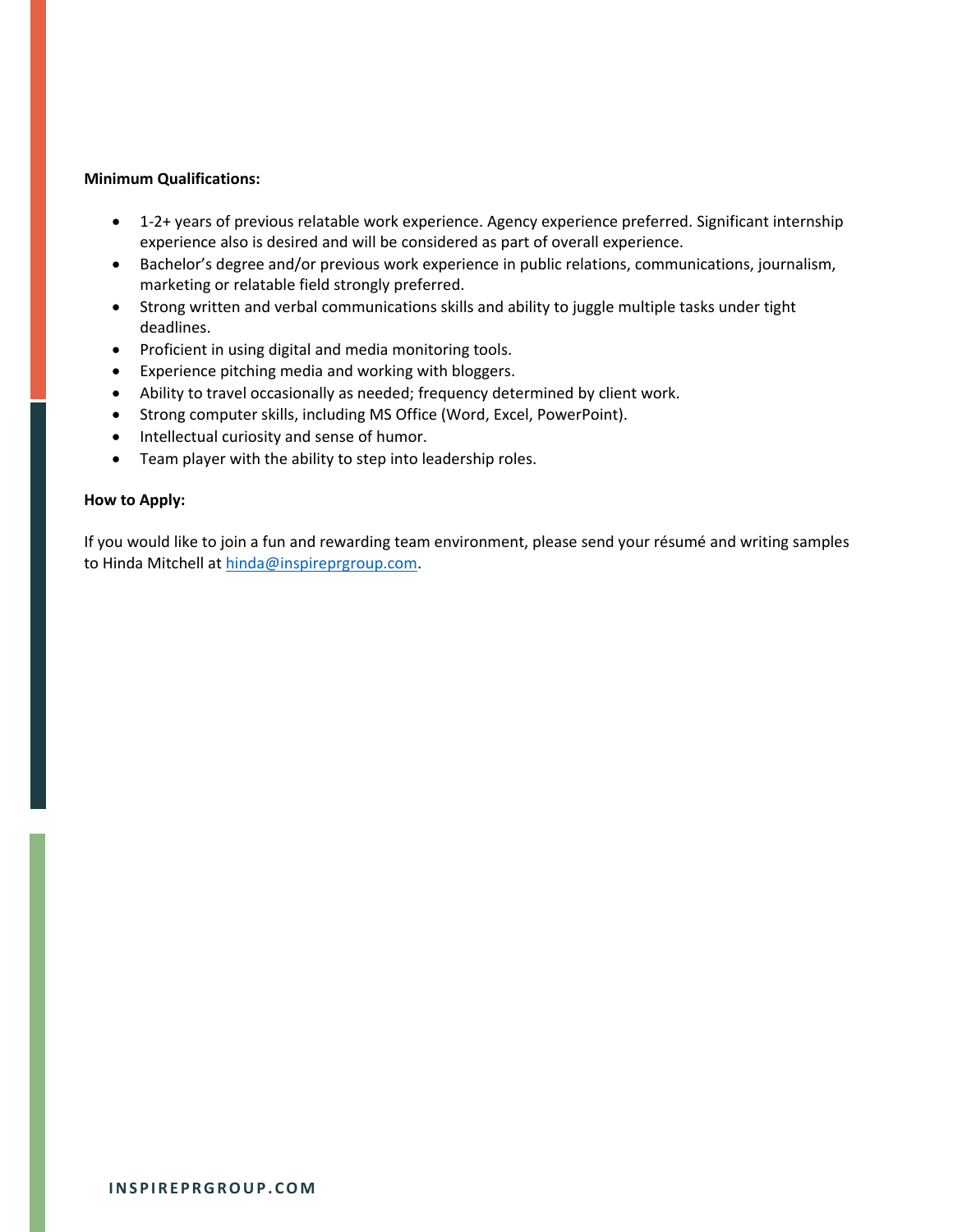**Minimum Qualifications:**

- 1-2+ years of previous relatable work experience. Agency experience preferred. Significant internship experience also is desired and will be considered as part of overall experience.
- Bachelor's degree and/or previous work experience in public relations, communications, journalism, marketing or relatable field strongly preferred.
- Strong written and verbal communications skills and ability to juggle multiple tasks under tight deadlines.
- Proficient in using digital and media monitoring tools.
- Experience pitching media and working with bloggers.
- Ability to travel occasionally as needed; frequency determined by client work.
- Strong computer skills, including MS Office (Word, Excel, PowerPoint).
- Intellectual curiosity and sense of humor.
- Team player with the ability to step into leadership roles.

**How to Apply:**

If you would like to join a fun and rewarding team environment, please send your résumé and writing samples to Hinda Mitchell at hinda@inspireprgroup.com.